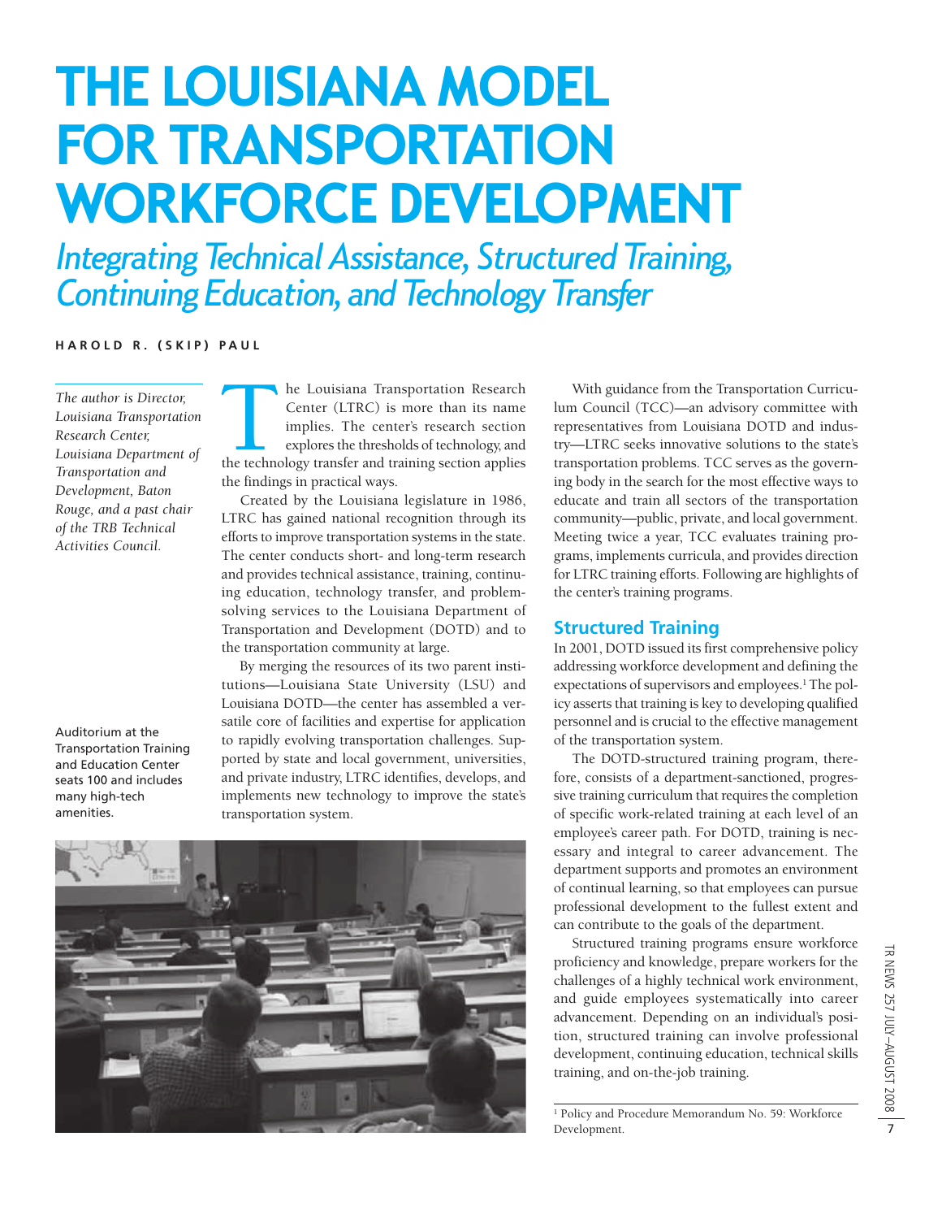# THE LOUISIANA MODEL FOR TRANSPORTATION WORKFORCE DEVELOPMENT

## *Integrating Technical Assistance, Structured Training, Continuing Education, and Technology Transfer*

**HAROLD R. (SKIP) PAUL**

*The author is Director, Louisiana Transportation Research Center, Louisiana Department of Transportation and Development, Baton Rouge, and a past chair of the TRB Technical Activities Council.*

The Louisiana Transportation Research Center (LTRC) is more than its name implies. The center's research section explores the thresholds of technology, and the technology transfer and training section applies the findings in practical ways.

Created by the Louisiana legislature in 1986, LTRC has gained national recognition through its efforts to improve transportation systems in the state. The center conducts short- and long-term research and provides technical assistance, training, continuing education, technology transfer, and problem-solving services to the Louisiana Department of Transportation and Development (DOTD) and to the transportation community at large.

By merging the resources of its two parent institutions—Louisiana State University (LSU) and Louisiana DOTD—the center has assembled a versatile core of facilities and expertise for application to rapidly evolving transportation challenges. Supported by state and local government, universities, and private industry, LTRC identifies, develops, and implements new technology to improve the state's transportation system.

Auditorium at the Transportation Training and Education Center seats 100 and includes many high-tech amenities.

With guidance from the Transportation Curriculum Council (TCC)—an advisory committee with representatives from Louisiana DOTD and industry—LTRC seeks innovative solutions to the state's transportation problems. TCC serves as the governing body in the search for the most effective ways to educate and train all sectors of the transportation community—public, private, and local government. Meeting twice a year, TCC evaluates training programs, implements curricula, and provides direction for LTRC training efforts. Following are highlights of the center's training programs.

### Structured Training

In 2001, DOTD issued its first comprehensive policy addressing workforce development and defining the expectations of supervisors and employees.[1] The policy asserts that training is key to developing qualified personnel and is crucial to the effective management of the transportation system.

The DOTD-structured training program, therefore, consists of a department-sanctioned, progressive training curriculum that requires the completion of specific work-related training at each level of an employee's career path. For DOTD, training is necessary and integral to career advancement. The department supports and promotes an environment of continual learning, so that employees can pursue professional development to the fullest extent and can contribute to the goals of the department.

Structured training programs ensure workforce proficiency and knowledge, prepare workers for the challenges of a highly technical work environment, and guide employees systematically into career advancement. Depending on an individual's position, structured training can involve professional development, continuing education, technical skills training, and on-the-job training.

[1] Policy and Procedure Memorandum No. 59: Workforce Development.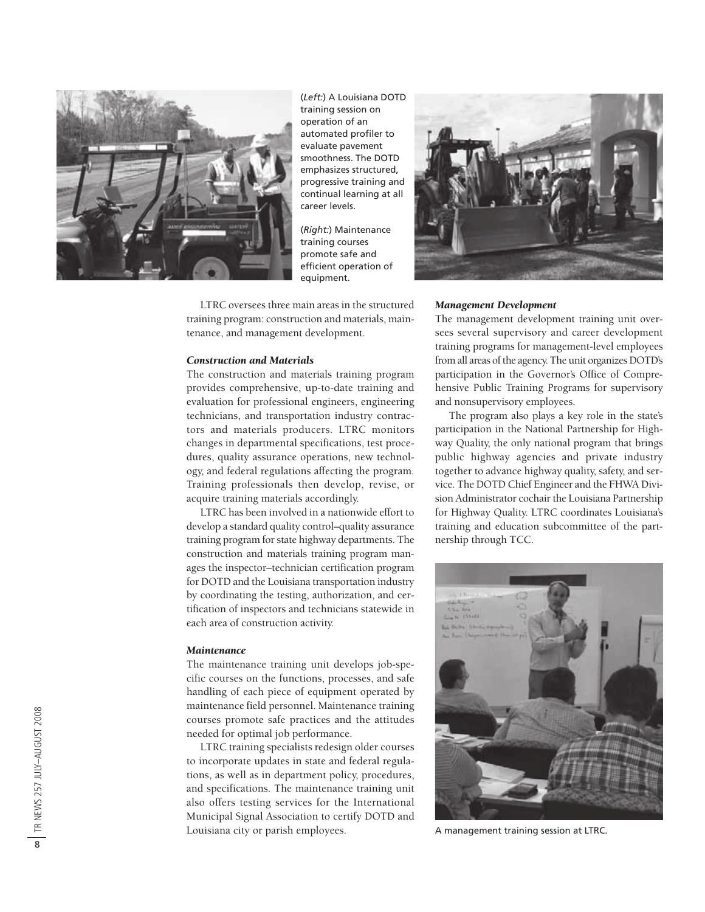(*Left:*) A Louisiana DOTD training session on operation of an automated profiler to evaluate pavement smoothness. The DOTD emphasizes structured, progressive training and continual learning at all career levels.

(*Right:*) Maintenance training courses promote safe and efficient operation of equipment.

LTRC oversees three main areas in the structured training program: construction and materials, maintenance, and management development.

### *Construction and Materials*

The construction and materials training program provides comprehensive, up-to-date training and evaluation for professional engineers, engineering technicians, and transportation industry contractors and materials producers. LTRC monitors changes in departmental specifications, test procedures, quality assurance operations, new technology, and federal regulations affecting the program. Training professionals then develop, revise, or acquire training materials accordingly.

LTRC has been involved in a nationwide effort to develop a standard quality control–quality assurance training program for state highway departments. The construction and materials training program manages the inspector–technician certification program for DOTD and the Louisiana transportation industry by coordinating the testing, authorization, and certification of inspectors and technicians statewide in each area of construction activity.

### *Maintenance*

The maintenance training unit develops job-specific courses on the functions, processes, and safe handling of each piece of equipment operated by maintenance field personnel. Maintenance training courses promote safe practices and the attitudes needed for optimal job performance.

LTRC training specialists redesign older courses to incorporate updates in state and federal regulations, as well as in department policy, procedures, and specifications. The maintenance training unit also offers testing services for the International Municipal Signal Association to certify DOTD and Louisiana city or parish employees.

### *Management Development*

The management development training unit oversees several supervisory and career development training programs for management-level employees from all areas of the agency. The unit organizes DOTD's participation in the Governor's Office of Comprehensive Public Training Programs for supervisory and nonsupervisory employees.

The program also plays a key role in the state's participation in the National Partnership for Highway Quality, the only national program that brings public highway agencies and private industry together to advance highway quality, safety, and service. The DOTD Chief Engineer and the FHWA Division Administrator cochair the Louisiana Partnership for Highway Quality. LTRC coordinates Louisiana's training and education subcommittee of the partnership through TCC.

A management training session at LTRC.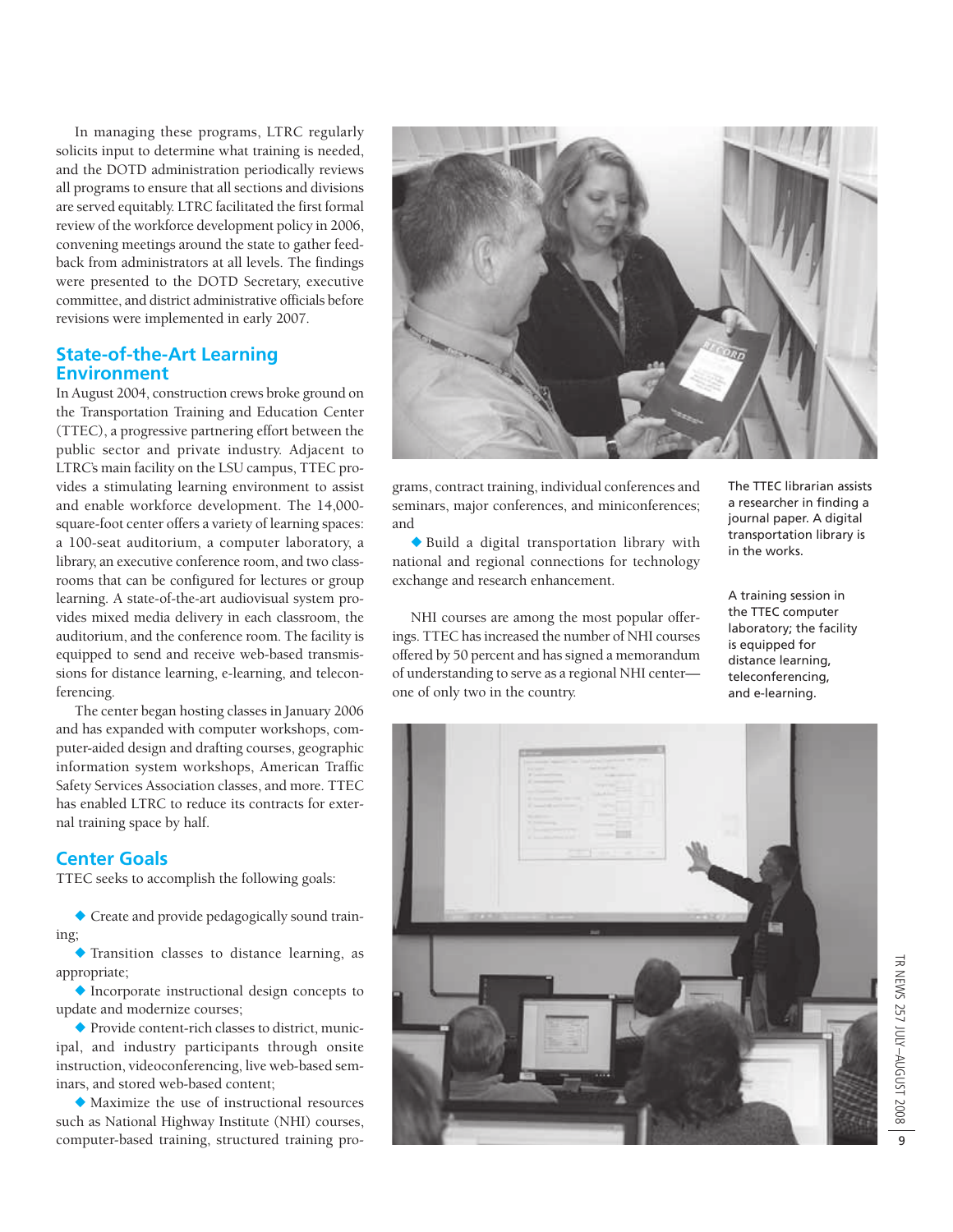In managing these programs, LTRC regularly solicits input to determine what training is needed, and the DOTD administration periodically reviews all programs to ensure that all sections and divisions are served equitably. LTRC facilitated the first formal review of the workforce development policy in 2006, convening meetings around the state to gather feedback from administrators at all levels. The findings were presented to the DOTD Secretary, executive committee, and district administrative officials before revisions were implemented in early 2007.

## State-of-the-Art Learning Environment

In August 2004, construction crews broke ground on the Transportation Training and Education Center (TTEC), a progressive partnering effort between the public sector and private industry. Adjacent to LTRC's main facility on the LSU campus, TTEC provides a stimulating learning environment to assist and enable workforce development. The 14,000-square-foot center offers a variety of learning spaces: a 100-seat auditorium, a computer laboratory, a library, an executive conference room, and two classrooms that can be configured for lectures or group learning. A state-of-the-art audiovisual system provides mixed media delivery in each classroom, the auditorium, and the conference room. The facility is equipped to send and receive web-based transmissions for distance learning, e-learning, and teleconferencing.

The center began hosting classes in January 2006 and has expanded with computer workshops, computer-aided design and drafting courses, geographic information system workshops, American Traffic Safety Services Association classes, and more. TTEC has enabled LTRC to reduce its contracts for external training space by half.

## Center Goals

TTEC seeks to accomplish the following goals:

- Create and provide pedagogically sound training;
- Transition classes to distance learning, as appropriate;
- Incorporate instructional design concepts to update and modernize courses;
- Provide content-rich classes to district, municipal, and industry participants through onsite instruction, videoconferencing, live web-based seminars, and stored web-based content;
- Maximize the use of instructional resources such as National Highway Institute (NHI) courses, computer-based training, structured training programs, contract training, individual conferences and seminars, major conferences, and miniconferences; and
- Build a digital transportation library with national and regional connections for technology exchange and research enhancement.

NHI courses are among the most popular offerings. TTEC has increased the number of NHI courses offered by 50 percent and has signed a memorandum of understanding to serve as a regional NHI center—one of only two in the country.

The TTEC librarian assists a researcher in finding a journal paper. A digital transportation library is in the works.

A training session in the TTEC computer laboratory; the facility is equipped for distance learning, teleconferencing, and e-learning.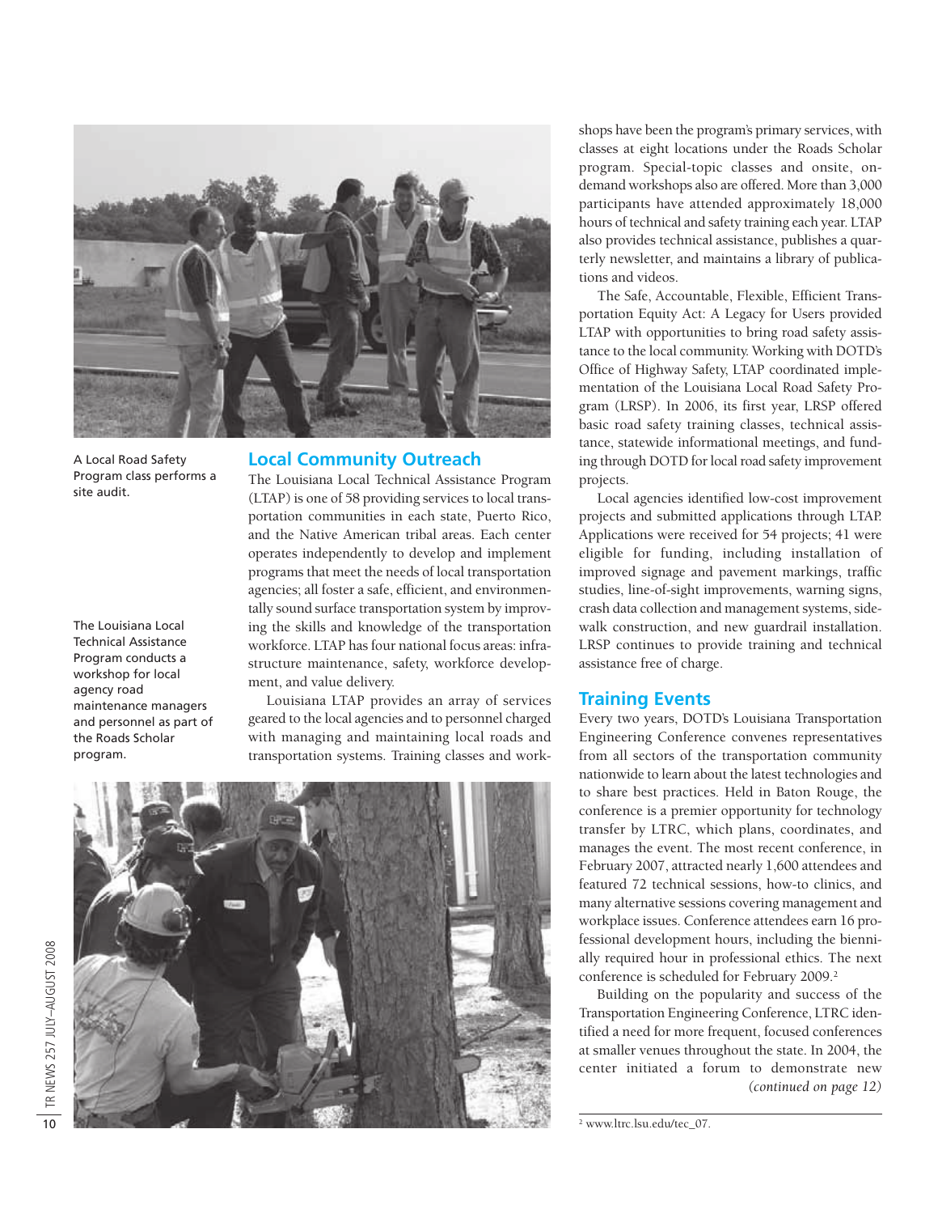A Local Road Safety Program class performs a site audit.

The Louisiana Local Technical Assistance Program conducts a workshop for local agency road maintenance managers and personnel as part of the Roads Scholar program.

## Local Community Outreach

The Louisiana Local Technical Assistance Program (LTAP) is one of 58 providing services to local transportation communities in each state, Puerto Rico, and the Native American tribal areas. Each center operates independently to develop and implement programs that meet the needs of local transportation agencies; all foster a safe, efficient, and environmentally sound surface transportation system by improving the skills and knowledge of the transportation workforce. LTAP has four national focus areas: infrastructure maintenance, safety, workforce development, and value delivery.

Louisiana LTAP provides an array of services geared to the local agencies and to personnel charged with managing and maintaining local roads and transportation systems. Training classes and workshops have been the program's primary services, with classes at eight locations under the Roads Scholar program. Special-topic classes and onsite, on-demand workshops also are offered. More than 3,000 participants have attended approximately 18,000 hours of technical and safety training each year. LTAP also provides technical assistance, publishes a quarterly newsletter, and maintains a library of publications and videos.

The Safe, Accountable, Flexible, Efficient Transportation Equity Act: A Legacy for Users provided LTAP with opportunities to bring road safety assistance to the local community. Working with DOTD's Office of Highway Safety, LTAP coordinated implementation of the Louisiana Local Road Safety Program (LRSP). In 2006, its first year, LRSP offered basic road safety training classes, technical assistance, statewide informational meetings, and funding through DOTD for local road safety improvement projects.

Local agencies identified low-cost improvement projects and submitted applications through LTAP. Applications were received for 54 projects; 41 were eligible for funding, including installation of improved signage and pavement markings, traffic studies, line-of-sight improvements, warning signs, crash data collection and management systems, sidewalk construction, and new guardrail installation. LRSP continues to provide training and technical assistance free of charge.

## Training Events

Every two years, DOTD's Louisiana Transportation Engineering Conference convenes representatives from all sectors of the transportation community nationwide to learn about the latest technologies and to share best practices. Held in Baton Rouge, the conference is a premier opportunity for technology transfer by LTRC, which plans, coordinates, and manages the event. The most recent conference, in February 2007, attracted nearly 1,600 attendees and featured 72 technical sessions, how-to clinics, and many alternative sessions covering management and workplace issues. Conference attendees earn 16 professional development hours, including the biennially required hour in professional ethics. The next conference is scheduled for February 2009.[2]

Building on the popularity and success of the Transportation Engineering Conference, LTRC identified a need for more frequent, focused conferences at smaller venues throughout the state. In 2004, the center initiated a forum to demonstrate new

*(continued on page 12)*

[2] www.ltrc.lsu.edu/tec_07.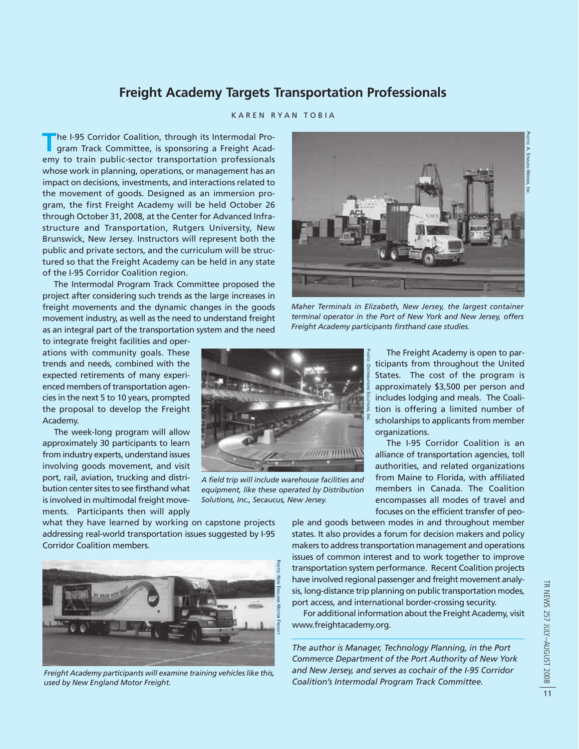# Freight Academy Targets Transportation Professionals

KAREN RYAN TOBIA

The I-95 Corridor Coalition, through its Intermodal Program Track Committee, is sponsoring a Freight Academy to train public-sector transportation professionals whose work in planning, operations, or management has an impact on decisions, investments, and interactions related to the movement of goods. Designed as an immersion program, the first Freight Academy will be held October 26 through October 31, 2008, at the Center for Advanced Infrastructure and Transportation, Rutgers University, New Brunswick, New Jersey. Instructors will represent both the public and private sectors, and the curriculum will be structured so that the Freight Academy can be held in any state of the I-95 Corridor Coalition region.

The Intermodal Program Track Committee proposed the project after considering such trends as the large increases in freight movements and the dynamic changes in the goods movement industry, as well as the need to understand freight as an integral part of the transportation system and the need to integrate freight facilities and operations with community goals. These trends and needs, combined with the expected retirements of many experienced members of transportation agencies in the next 5 to 10 years, prompted the proposal to develop the Freight Academy.

The week-long program will allow approximately 30 participants to learn from industry experts, understand issues involving goods movement, and visit port, rail, aviation, trucking and distribution center sites to see firsthand what is involved in multimodal freight movements. Participants then will apply what they have learned by working on capstone projects addressing real-world transportation issues suggested by I-95 Corridor Coalition members.

Maher Terminals in Elizabeth, New Jersey, the largest container terminal operator in the Port of New York and New Jersey, offers Freight Academy participants firsthand case studies.

A field trip will include warehouse facilities and equipment, like these operated by Distribution Solutions, Inc., Secaucus, New Jersey.

Freight Academy participants will examine training vehicles like this, used by New England Motor Freight.

The Freight Academy is open to participants from throughout the United States. The cost of the program is approximately $3,500 per person and includes lodging and meals. The Coalition is offering a limited number of scholarships to applicants from member organizations.

The I-95 Corridor Coalition is an alliance of transportation agencies, toll authorities, and related organizations from Maine to Florida, with affiliated members in Canada. The Coalition encompasses all modes of travel and focuses on the efficient transfer of people and goods between modes in and throughout member states. It also provides a forum for decision makers and policy makers to address transportation management and operations issues of common interest and to work together to improve transportation system performance. Recent Coalition projects have involved regional passenger and freight movement analysis, long-distance trip planning on public transportation modes, port access, and international border-crossing security.

For additional information about the Freight Academy, visit www.freightacademy.org.

---

*The author is Manager, Technology Planning, in the Port Commerce Department of the Port Authority of New York and New Jersey, and serves as cochair of the I-95 Corridor Coalition's Intermodal Program Track Committee.*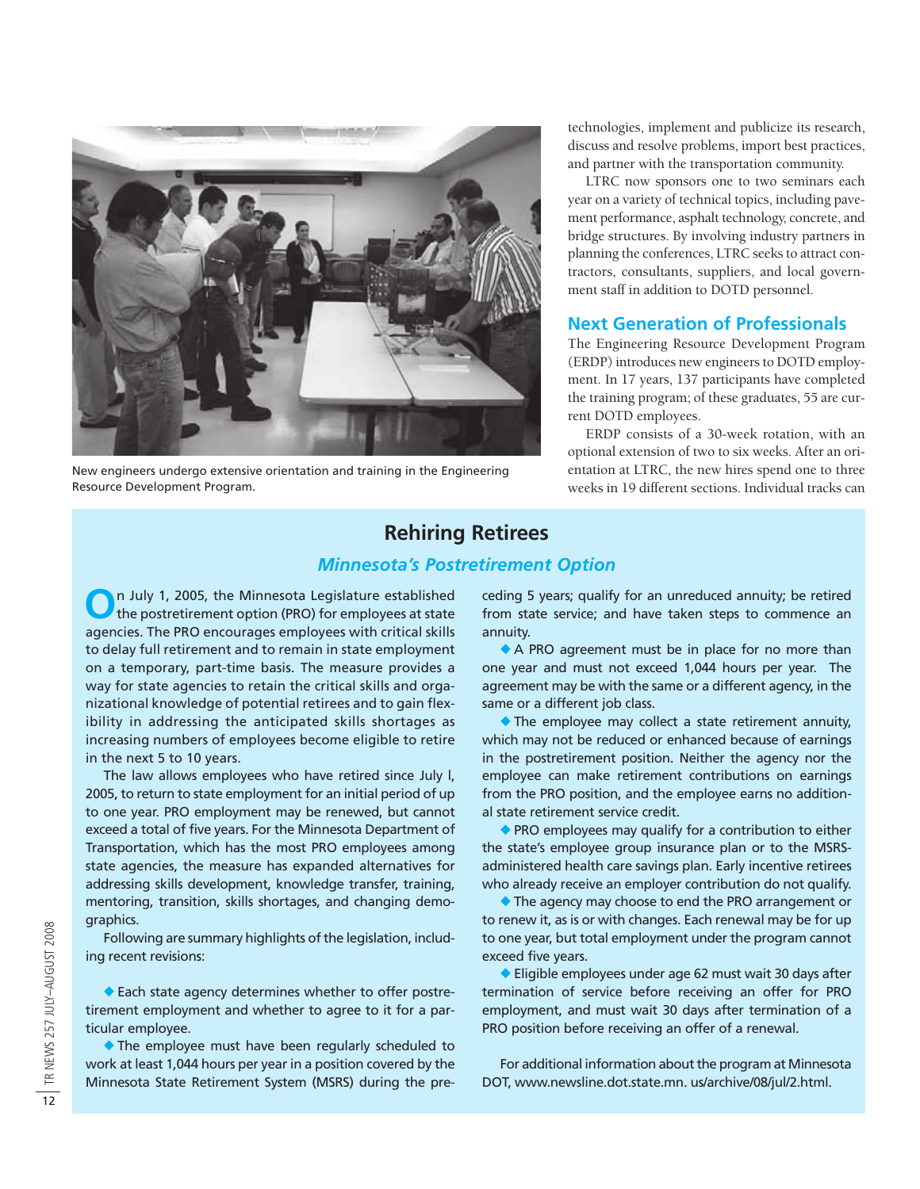New engineers undergo extensive orientation and training in the Engineering Resource Development Program.

technologies, implement and publicize its research, discuss and resolve problems, import best practices, and partner with the transportation community.

LTRC now sponsors one to two seminars each year on a variety of technical topics, including pavement performance, asphalt technology, concrete, and bridge structures. By involving industry partners in planning the conferences, LTRC seeks to attract contractors, consultants, suppliers, and local government staff in addition to DOTD personnel.

## Next Generation of Professionals

The Engineering Resource Development Program (ERDP) introduces new engineers to DOTD employment. In 17 years, 137 participants have completed the training program; of these graduates, 55 are current DOTD employees.

ERDP consists of a 30-week rotation, with an optional extension of two to six weeks. After an orientation at LTRC, the new hires spend one to three weeks in 19 different sections. Individual tracks can

## Rehiring Retirees

### *Minnesota's Postretirement Option*

On July 1, 2005, the Minnesota Legislature established the postretirement option (PRO) for employees at state agencies. The PRO encourages employees with critical skills to delay full retirement and to remain in state employment on a temporary, part-time basis. The measure provides a way for state agencies to retain the critical skills and organizational knowledge of potential retirees and to gain flexibility in addressing the anticipated skills shortages as increasing numbers of employees become eligible to retire in the next 5 to 10 years.

The law allows employees who have retired since July l, 2005, to return to state employment for an initial period of up to one year. PRO employment may be renewed, but cannot exceed a total of five years. For the Minnesota Department of Transportation, which has the most PRO employees among state agencies, the measure has expanded alternatives for addressing skills development, knowledge transfer, training, mentoring, transition, skills shortages, and changing demographics.

Following are summary highlights of the legislation, including recent revisions:

- Each state agency determines whether to offer postretirement employment and whether to agree to it for a particular employee.
- The employee must have been regularly scheduled to work at least 1,044 hours per year in a position covered by the Minnesota State Retirement System (MSRS) during the preceding 5 years; qualify for an unreduced annuity; be retired from state service; and have taken steps to commence an annuity.
- A PRO agreement must be in place for no more than one year and must not exceed 1,044 hours per year. The agreement may be with the same or a different agency, in the same or a different job class.
- The employee may collect a state retirement annuity, which may not be reduced or enhanced because of earnings in the postretirement position. Neither the agency nor the employee can make retirement contributions on earnings from the PRO position, and the employee earns no additional state retirement service credit.
- PRO employees may qualify for a contribution to either the state's employee group insurance plan or to the MSRS-administered health care savings plan. Early incentive retirees who already receive an employer contribution do not qualify.
- The agency may choose to end the PRO arrangement or to renew it, as is or with changes. Each renewal may be for up to one year, but total employment under the program cannot exceed five years.
- Eligible employees under age 62 must wait 30 days after termination of service before receiving an offer for PRO employment, and must wait 30 days after termination of a PRO position before receiving an offer of a renewal.

For additional information about the program at Minnesota DOT, www.newsline.dot.state.mn. us/archive/08/jul/2.html.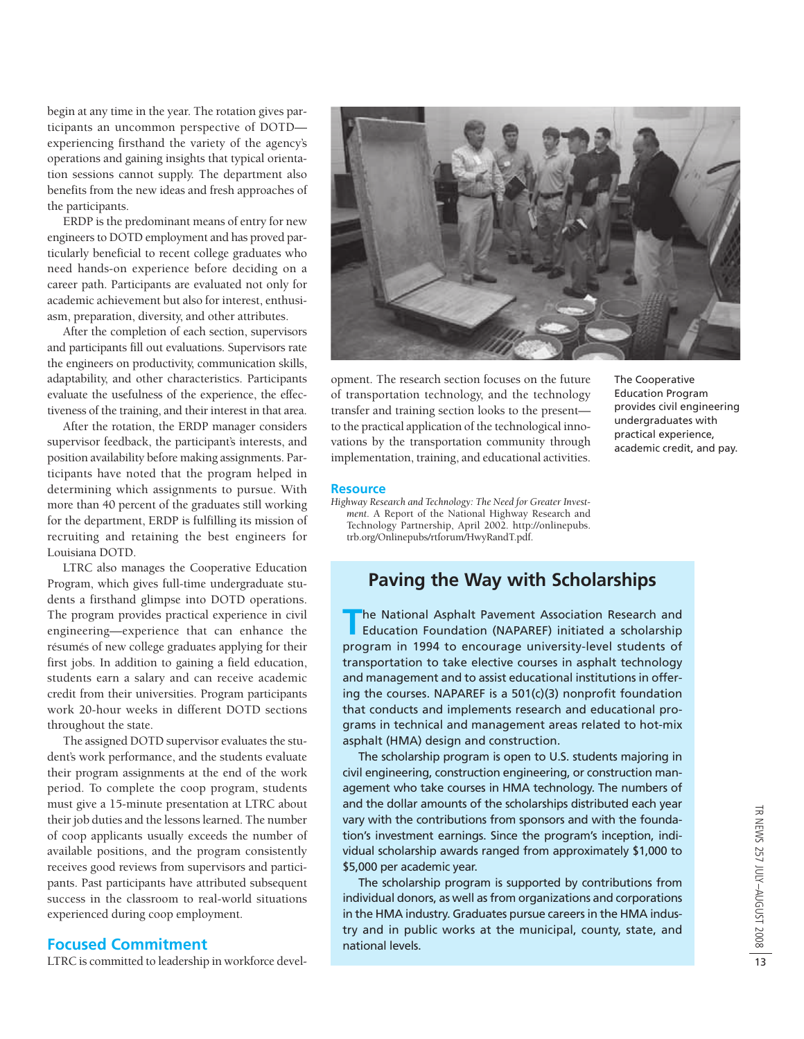begin at any time in the year. The rotation gives participants an uncommon perspective of DOTD—experiencing firsthand the variety of the agency's operations and gaining insights that typical orientation sessions cannot supply. The department also benefits from the new ideas and fresh approaches of the participants.

ERDP is the predominant means of entry for new engineers to DOTD employment and has proved particularly beneficial to recent college graduates who need hands-on experience before deciding on a career path. Participants are evaluated not only for academic achievement but also for interest, enthusiasm, preparation, diversity, and other attributes.

After the completion of each section, supervisors and participants fill out evaluations. Supervisors rate the engineers on productivity, communication skills, adaptability, and other characteristics. Participants evaluate the usefulness of the experience, the effectiveness of the training, and their interest in that area.

After the rotation, the ERDP manager considers supervisor feedback, the participant's interests, and position availability before making assignments. Participants have noted that the program helped in determining which assignments to pursue. With more than 40 percent of the graduates still working for the department, ERDP is fulfilling its mission of recruiting and retaining the best engineers for Louisiana DOTD.

LTRC also manages the Cooperative Education Program, which gives full-time undergraduate students a firsthand glimpse into DOTD operations. The program provides practical experience in civil engineering—experience that can enhance the résumés of new college graduates applying for their first jobs. In addition to gaining a field education, students earn a salary and can receive academic credit from their universities. Program participants work 20-hour weeks in different DOTD sections throughout the state.

The assigned DOTD supervisor evaluates the student's work performance, and the students evaluate their program assignments at the end of the work period. To complete the coop program, students must give a 15-minute presentation at LTRC about their job duties and the lessons learned. The number of coop applicants usually exceeds the number of available positions, and the program consistently receives good reviews from supervisors and participants. Past participants have attributed subsequent success in the classroom to real-world situations experienced during coop employment.

## Focused Commitment

LTRC is committed to leadership in workforce development. The research section focuses on the future of transportation technology, and the technology transfer and training section looks to the present—to the practical application of the technological innovations by the transportation community through implementation, training, and educational activities.

The Cooperative Education Program provides civil engineering undergraduates with practical experience, academic credit, and pay.

### Resource

*Highway Research and Technology: The Need for Greater Investment.* A Report of the National Highway Research and Technology Partnership, April 2002. http://onlinepubs.trb.org/Onlinepubs/rtforum/HwyRandT.pdf.

## Paving the Way with Scholarships

The National Asphalt Pavement Association Research and Education Foundation (NAPAREF) initiated a scholarship program in 1994 to encourage university-level students of transportation to take elective courses in asphalt technology and management and to assist educational institutions in offering the courses. NAPAREF is a 501(c)(3) nonprofit foundation that conducts and implements research and educational programs in technical and management areas related to hot-mix asphalt (HMA) design and construction.

The scholarship program is open to U.S. students majoring in civil engineering, construction engineering, or construction management who take courses in HMA technology. The numbers of and the dollar amounts of the scholarships distributed each year vary with the contributions from sponsors and with the foundation's investment earnings. Since the program's inception, individual scholarship awards ranged from approximately $1,000 to $5,000 per academic year.

The scholarship program is supported by contributions from individual donors, as well as from organizations and corporations in the HMA industry. Graduates pursue careers in the HMA industry and in public works at the municipal, county, state, and national levels.